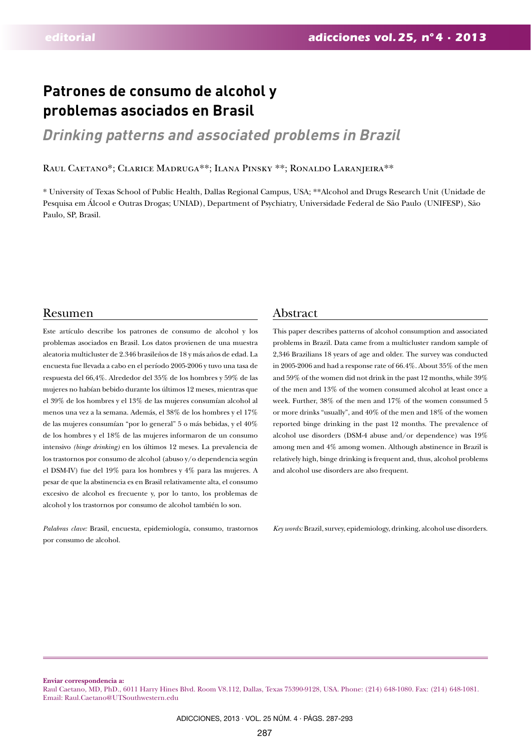# Patrones de consumo de alcohol y problemas asociados en Brasil

## *Drinking patterns and associated problems in Brazil*

Raul Caetano*; Clarice Madruga**; Ilana Pinsky **; Ronaldo Laranjeira**

\* University of Texas School of Public Health, Dallas Regional Campus, USA; **Alcohol and Drugs Research Unit (Unidade de Pesquisa em Álcool e Outras Drogas; UNIAD), Department of Psychiatry, Universidade Federal de São Paulo (UNIFESP), São Paulo, SP, Brasil.

## Resumen

Este artículo describe los patrones de consumo de alcohol y los problemas asociados en Brasil. Los datos provienen de una muestra aleatoria multicluster de 2.346 brasileños de 18 y más años de edad. La encuesta fue llevada a cabo en el período 2005-2006 y tuvo una tasa de respuesta del 66,4%. Alrededor del 35% de los hombres y 59% de las mujeres no habían bebido durante los últimos 12 meses, mientras que el 39% de los hombres y el 13% de las mujeres consumían alcohol al menos una vez a la semana. Además, el 38% de los hombres y el 17% de las mujeres consumían "por lo general" 5 o más bebidas, y el 40% de los hombres y el 18% de las mujeres informaron de un consumo intensivo *(binge drinking)* en los últimos 12 meses. La prevalencia de los trastornos por consumo de alcohol (abuso y/o dependencia según el DSM-IV) fue del 19% para los hombres y 4% para las mujeres. A pesar de que la abstinencia es en Brasil relativamente alta, el consumo excesivo de alcohol es frecuente y, por lo tanto, los problemas de alcohol y los trastornos por consumo de alcohol también lo son.

*Palabras clave:* Brasil, encuesta, epidemiología, consumo, trastornos por consumo de alcohol.

## Abstract

This paper describes patterns of alcohol consumption and associated problems in Brazil. Data came from a multicluster random sample of 2,346 Brazilians 18 years of age and older. The survey was conducted in 2005-2006 and had a response rate of 66.4%. About 35% of the men and 59% of the women did not drink in the past 12 months, while 39% of the men and 13% of the women consumed alcohol at least once a week. Further, 38% of the men and 17% of the women consumed 5 or more drinks "usually", and 40% of the men and 18% of the women reported binge drinking in the past 12 months. The prevalence of alcohol use disorders (DSM-4 abuse and/or dependence) was 19% among men and 4% among women. Although abstinence in Brazil is relatively high, binge drinking is frequent and, thus, alcohol problems and alcohol use disorders are also frequent.

*Key words:* Brazil, survey, epidemiology, drinking, alcohol use disorders.

**Enviar correspondencia a:**
Raul Caetano, MD, PhD., 6011 Harry Hines Blvd. Room V8.112, Dallas, Texas 75390-9128, USA. Phone: (214) 648-1080. Fax: (214) 648-1081. Email: Raul.Caetano@UTSouthwestern.edu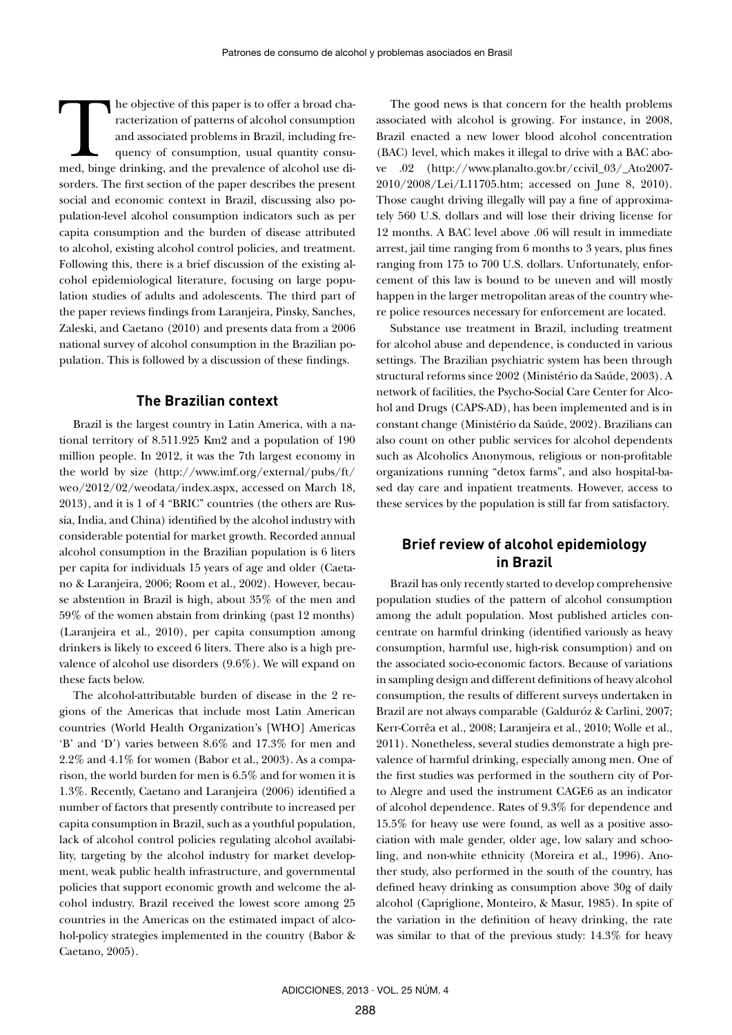The objective of this paper is to offer a broad characterization of patterns of alcohol consumption and associated problems in Brazil, including frequency of consumption, usual quantity consumed, binge drinking, and the prevalence of alcohol use disorders. The first section of the paper describes the present social and economic context in Brazil, discussing also population-level alcohol consumption indicators such as per capita consumption and the burden of disease attributed to alcohol, existing alcohol control policies, and treatment. Following this, there is a brief discussion of the existing alcohol epidemiological literature, focusing on large population studies of adults and adolescents. The third part of the paper reviews findings from Laranjeira, Pinsky, Sanches, Zaleski, and Caetano (2010) and presents data from a 2006 national survey of alcohol consumption in the Brazilian population. This is followed by a discussion of these findings.

## The Brazilian context

Brazil is the largest country in Latin America, with a national territory of 8.511.925 Km2 and a population of 190 million people. In 2012, it was the 7th largest economy in the world by size (http://www.imf.org/external/pubs/ft/weo/2012/02/weodata/index.aspx, accessed on March 18, 2013), and it is 1 of 4 "BRIC" countries (the others are Russia, India, and China) identified by the alcohol industry with considerable potential for market growth. Recorded annual alcohol consumption in the Brazilian population is 6 liters per capita for individuals 15 years of age and older (Caetano & Laranjeira, 2006; Room et al., 2002). However, because abstention in Brazil is high, about 35% of the men and 59% of the women abstain from drinking (past 12 months) (Laranjeira et al., 2010), per capita consumption among drinkers is likely to exceed 6 liters. There also is a high prevalence of alcohol use disorders (9.6%). We will expand on these facts below.

The alcohol-attributable burden of disease in the 2 regions of the Americas that include most Latin American countries (World Health Organization's [WHO] Americas 'B' and 'D') varies between 8.6% and 17.3% for men and 2.2% and 4.1% for women (Babor et al., 2003). As a comparison, the world burden for men is 6.5% and for women it is 1.3%. Recently, Caetano and Laranjeira (2006) identified a number of factors that presently contribute to increased per capita consumption in Brazil, such as a youthful population, lack of alcohol control policies regulating alcohol availability, targeting by the alcohol industry for market development, weak public health infrastructure, and governmental policies that support economic growth and welcome the alcohol industry. Brazil received the lowest score among 25 countries in the Americas on the estimated impact of alcohol-policy strategies implemented in the country (Babor & Caetano, 2005).

The good news is that concern for the health problems associated with alcohol is growing. For instance, in 2008, Brazil enacted a new lower blood alcohol concentration (BAC) level, which makes it illegal to drive with a BAC above .02 (http://www.planalto.gov.br/ccivil_03/_Ato2007-2010/2008/Lei/L11705.htm; accessed on June 8, 2010). Those caught driving illegally will pay a fine of approximately 560 U.S. dollars and will lose their driving license for 12 months. A BAC level above .06 will result in immediate arrest, jail time ranging from 6 months to 3 years, plus fines ranging from 175 to 700 U.S. dollars. Unfortunately, enforcement of this law is bound to be uneven and will mostly happen in the larger metropolitan areas of the country where police resources necessary for enforcement are located.

Substance use treatment in Brazil, including treatment for alcohol abuse and dependence, is conducted in various settings. The Brazilian psychiatric system has been through structural reforms since 2002 (Ministério da Saúde, 2003). A network of facilities, the Psycho-Social Care Center for Alcohol and Drugs (CAPS-AD), has been implemented and is in constant change (Ministério da Saúde, 2002). Brazilians can also count on other public services for alcohol dependents such as Alcoholics Anonymous, religious or non-profitable organizations running "detox farms", and also hospital-based day care and inpatient treatments. However, access to these services by the population is still far from satisfactory.

## Brief review of alcohol epidemiology in Brazil

Brazil has only recently started to develop comprehensive population studies of the pattern of alcohol consumption among the adult population. Most published articles concentrate on harmful drinking (identified variously as heavy consumption, harmful use, high-risk consumption) and on the associated socio-economic factors. Because of variations in sampling design and different definitions of heavy alcohol consumption, the results of different surveys undertaken in Brazil are not always comparable (Galduróz & Carlini, 2007; Kerr-Corrêa et al., 2008; Laranjeira et al., 2010; Wolle et al., 2011). Nonetheless, several studies demonstrate a high prevalence of harmful drinking, especially among men. One of the first studies was performed in the southern city of Porto Alegre and used the instrument CAGE6 as an indicator of alcohol dependence. Rates of 9.3% for dependence and 15.5% for heavy use were found, as well as a positive association with male gender, older age, low salary and schooling, and non-white ethnicity (Moreira et al., 1996). Another study, also performed in the south of the country, has defined heavy drinking as consumption above 30g of daily alcohol (Capriglione, Monteiro, & Masur, 1985). In spite of the variation in the definition of heavy drinking, the rate was similar to that of the previous study: 14.3% for heavy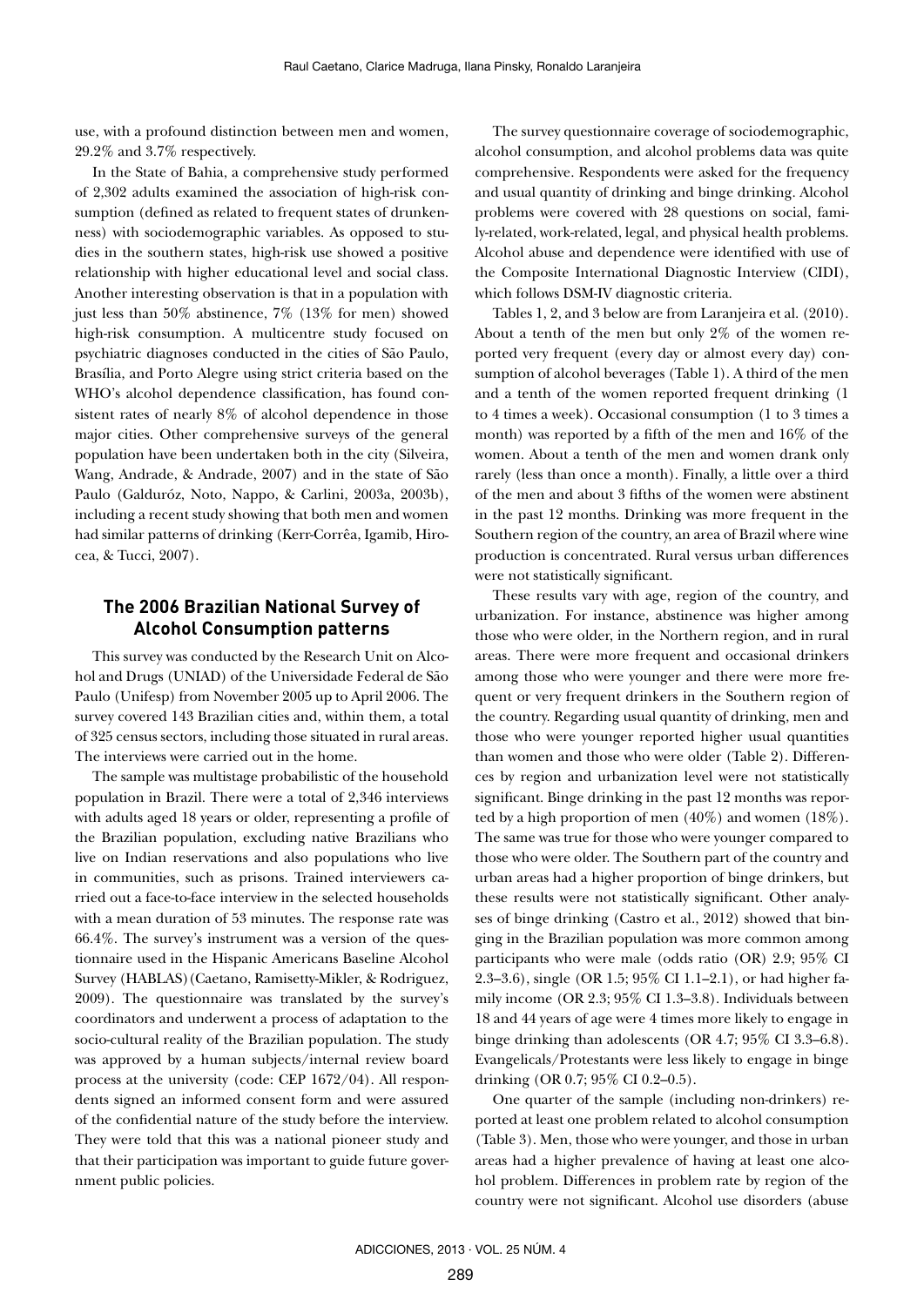use, with a profound distinction between men and women, 29.2% and 3.7% respectively.

In the State of Bahia, a comprehensive study performed of 2,302 adults examined the association of high-risk consumption (defined as related to frequent states of drunkenness) with sociodemographic variables. As opposed to studies in the southern states, high-risk use showed a positive relationship with higher educational level and social class. Another interesting observation is that in a population with just less than 50% abstinence, 7% (13% for men) showed high-risk consumption. A multicentre study focused on psychiatric diagnoses conducted in the cities of São Paulo, Brasília, and Porto Alegre using strict criteria based on the WHO's alcohol dependence classification, has found consistent rates of nearly 8% of alcohol dependence in those major cities. Other comprehensive surveys of the general population have been undertaken both in the city (Silveira, Wang, Andrade, & Andrade, 2007) and in the state of São Paulo (Galduróz, Noto, Nappo, & Carlini, 2003a, 2003b), including a recent study showing that both men and women had similar patterns of drinking (Kerr-Corrêa, Igamib, Hirocea, & Tucci, 2007).

## The 2006 Brazilian National Survey of Alcohol Consumption patterns

This survey was conducted by the Research Unit on Alcohol and Drugs (UNIAD) of the Universidade Federal de São Paulo (Unifesp) from November 2005 up to April 2006. The survey covered 143 Brazilian cities and, within them, a total of 325 census sectors, including those situated in rural areas. The interviews were carried out in the home.

The sample was multistage probabilistic of the household population in Brazil. There were a total of 2,346 interviews with adults aged 18 years or older, representing a profile of the Brazilian population, excluding native Brazilians who live on Indian reservations and also populations who live in communities, such as prisons. Trained interviewers carried out a face-to-face interview in the selected households with a mean duration of 53 minutes. The response rate was 66.4%. The survey's instrument was a version of the questionnaire used in the Hispanic Americans Baseline Alcohol Survey (HABLAS) (Caetano, Ramisetty-Mikler, & Rodriguez, 2009). The questionnaire was translated by the survey's coordinators and underwent a process of adaptation to the socio-cultural reality of the Brazilian population. The study was approved by a human subjects/internal review board process at the university (code: CEP 1672/04). All respondents signed an informed consent form and were assured of the confidential nature of the study before the interview. They were told that this was a national pioneer study and that their participation was important to guide future government public policies.

The survey questionnaire coverage of sociodemographic, alcohol consumption, and alcohol problems data was quite comprehensive. Respondents were asked for the frequency and usual quantity of drinking and binge drinking. Alcohol problems were covered with 28 questions on social, family-related, work-related, legal, and physical health problems. Alcohol abuse and dependence were identified with use of the Composite International Diagnostic Interview (CIDI), which follows DSM-IV diagnostic criteria.

Tables 1, 2, and 3 below are from Laranjeira et al. (2010). About a tenth of the men but only 2% of the women reported very frequent (every day or almost every day) consumption of alcohol beverages (Table 1). A third of the men and a tenth of the women reported frequent drinking (1 to 4 times a week). Occasional consumption (1 to 3 times a month) was reported by a fifth of the men and 16% of the women. About a tenth of the men and women drank only rarely (less than once a month). Finally, a little over a third of the men and about 3 fifths of the women were abstinent in the past 12 months. Drinking was more frequent in the Southern region of the country, an area of Brazil where wine production is concentrated. Rural versus urban differences were not statistically significant.

These results vary with age, region of the country, and urbanization. For instance, abstinence was higher among those who were older, in the Northern region, and in rural areas. There were more frequent and occasional drinkers among those who were younger and there were more frequent or very frequent drinkers in the Southern region of the country. Regarding usual quantity of drinking, men and those who were younger reported higher usual quantities than women and those who were older (Table 2). Differences by region and urbanization level were not statistically significant. Binge drinking in the past 12 months was reported by a high proportion of men (40%) and women (18%). The same was true for those who were younger compared to those who were older. The Southern part of the country and urban areas had a higher proportion of binge drinkers, but these results were not statistically significant. Other analyses of binge drinking (Castro et al., 2012) showed that binging in the Brazilian population was more common among participants who were male (odds ratio (OR) 2.9; 95% CI 2.3–3.6), single (OR 1.5; 95% CI 1.1–2.1), or had higher family income (OR 2.3; 95% CI 1.3–3.8). Individuals between 18 and 44 years of age were 4 times more likely to engage in binge drinking than adolescents (OR 4.7; 95% CI 3.3–6.8). Evangelicals/Protestants were less likely to engage in binge drinking (OR 0.7; 95% CI 0.2–0.5).

One quarter of the sample (including non-drinkers) reported at least one problem related to alcohol consumption (Table 3). Men, those who were younger, and those in urban areas had a higher prevalence of having at least one alcohol problem. Differences in problem rate by region of the country were not significant. Alcohol use disorders (abuse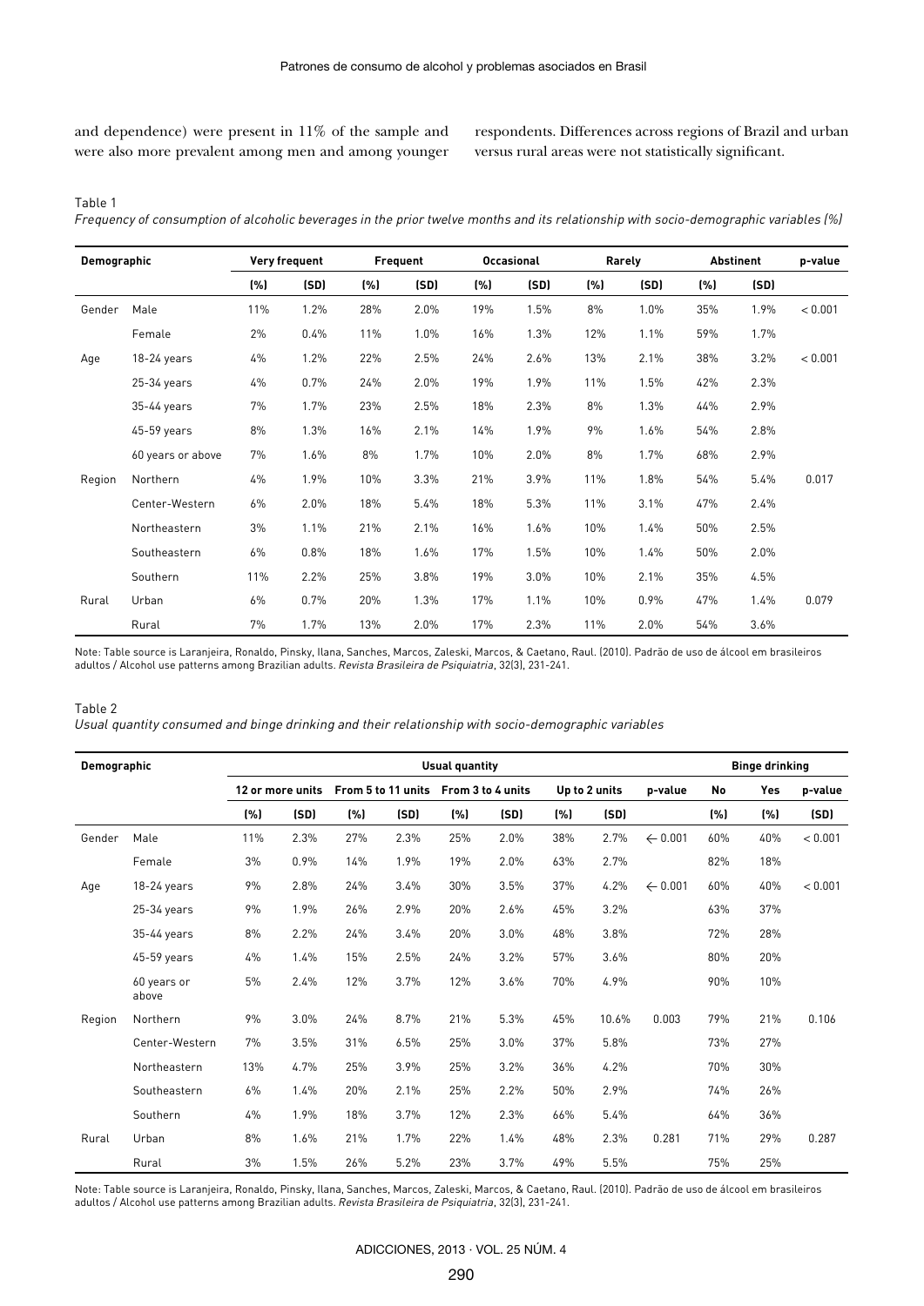and dependence) were present in 11% of the sample and were also more prevalent among men and among younger respondents. Differences across regions of Brazil and urban versus rural areas were not statistically significant.

Table 1

*Frequency of consumption of alcoholic beverages in the prior twelve months and its relationship with socio-demographic variables (%)*

| Demographic | | Very frequent | | Frequent | | Occasional | | Rarely | | Abstinent | | p-value |
|---|---|---|---|---|---|---|---|---|---|---|---|---|
| | | (%) | (SD) | (%) | (SD) | (%) | (SD) | (%) | (SD) | (%) | (SD) | |
| Gender | Male | 11% | 1.2% | 28% | 2.0% | 19% | 1.5% | 8% | 1.0% | 35% | 1.9% | < 0.001 |
| | Female | 2% | 0.4% | 11% | 1.0% | 16% | 1.3% | 12% | 1.1% | 59% | 1.7% | |
| Age | 18-24 years | 4% | 1.2% | 22% | 2.5% | 24% | 2.6% | 13% | 2.1% | 38% | 3.2% | < 0.001 |
| | 25-34 years | 4% | 0.7% | 24% | 2.0% | 19% | 1.9% | 11% | 1.5% | 42% | 2.3% | |
| | 35-44 years | 7% | 1.7% | 23% | 2.5% | 18% | 2.3% | 8% | 1.3% | 44% | 2.9% | |
| | 45-59 years | 8% | 1.3% | 16% | 2.1% | 14% | 1.9% | 9% | 1.6% | 54% | 2.8% | |
| | 60 years or above | 7% | 1.6% | 8% | 1.7% | 10% | 2.0% | 8% | 1.7% | 68% | 2.9% | |
| Region | Northern | 4% | 1.9% | 10% | 3.3% | 21% | 3.9% | 11% | 1.8% | 54% | 5.4% | 0.017 |
| | Center-Western | 6% | 2.0% | 18% | 5.4% | 18% | 5.3% | 11% | 3.1% | 47% | 2.4% | |
| | Northeastern | 3% | 1.1% | 21% | 2.1% | 16% | 1.6% | 10% | 1.4% | 50% | 2.5% | |
| | Southeastern | 6% | 0.8% | 18% | 1.6% | 17% | 1.5% | 10% | 1.4% | 50% | 2.0% | |
| | Southern | 11% | 2.2% | 25% | 3.8% | 19% | 3.0% | 10% | 2.1% | 35% | 4.5% | |
| Rural | Urban | 6% | 0.7% | 20% | 1.3% | 17% | 1.1% | 10% | 0.9% | 47% | 1.4% | 0.079 |
| | Rural | 7% | 1.7% | 13% | 2.0% | 17% | 2.3% | 11% | 2.0% | 54% | 3.6% | |

Note: Table source is Laranjeira, Ronaldo, Pinsky, Ilana, Sanches, Marcos, Zaleski, Marcos, & Caetano, Raul. (2010). Padrão de uso de álcool em brasileiros adultos / Alcohol use patterns among Brazilian adults. *Revista Brasileira de Psiquiatria*, 32(3), 231-241.

Table 2

*Usual quantity consumed and binge drinking and their relationship with socio-demographic variables*

| Demographic | | Usual quantity | | | | | | | | | Binge drinking | | |
|---|---|---|---|---|---|---|---|---|---|---|---|---|---|
| | | 12 or more units | | From 5 to 11 units | | From 3 to 4 units | | Up to 2 units | | p-value | No | Yes | p-value |
| | | (%) | (SD) | (%) | (SD) | (%) | (SD) | (%) | (SD) | | (%) | (%) | (SD) |
| Gender | Male | 11% | 2.3% | 27% | 2.3% | 25% | 2.0% | 38% | 2.7% | ← 0.001 | 60% | 40% | < 0.001 |
| | Female | 3% | 0.9% | 14% | 1.9% | 19% | 2.0% | 63% | 2.7% | | 82% | 18% | |
| Age | 18-24 years | 9% | 2.8% | 24% | 3.4% | 30% | 3.5% | 37% | 4.2% | ← 0.001 | 60% | 40% | < 0.001 |
| | 25-34 years | 9% | 1.9% | 26% | 2.9% | 20% | 2.6% | 45% | 3.2% | | 63% | 37% | |
| | 35-44 years | 8% | 2.2% | 24% | 3.4% | 20% | 3.0% | 48% | 3.8% | | 72% | 28% | |
| | 45-59 years | 4% | 1.4% | 15% | 2.5% | 24% | 3.2% | 57% | 3.6% | | 80% | 20% | |
| | 60 years or above | 5% | 2.4% | 12% | 3.7% | 12% | 3.6% | 70% | 4.9% | | 90% | 10% | |
| Region | Northern | 9% | 3.0% | 24% | 8.7% | 21% | 5.3% | 45% | 10.6% | 0.003 | 79% | 21% | 0.106 |
| | Center-Western | 7% | 3.5% | 31% | 6.5% | 25% | 3.0% | 37% | 5.8% | | 73% | 27% | |
| | Northeastern | 13% | 4.7% | 25% | 3.9% | 25% | 3.2% | 36% | 4.2% | | 70% | 30% | |
| | Southeastern | 6% | 1.4% | 20% | 2.1% | 25% | 2.2% | 50% | 2.9% | | 74% | 26% | |
| | Southern | 4% | 1.9% | 18% | 3.7% | 12% | 2.3% | 66% | 5.4% | | 64% | 36% | |
| Rural | Urban | 8% | 1.6% | 21% | 1.7% | 22% | 1.4% | 48% | 2.3% | 0.281 | 71% | 29% | 0.287 |
| | Rural | 3% | 1.5% | 26% | 5.2% | 23% | 3.7% | 49% | 5.5% | | 75% | 25% | |

Note: Table source is Laranjeira, Ronaldo, Pinsky, Ilana, Sanches, Marcos, Zaleski, Marcos, & Caetano, Raul. (2010). Padrão de uso de álcool em brasileiros adultos / Alcohol use patterns among Brazilian adults. *Revista Brasileira de Psiquiatria*, 32(3), 231-241.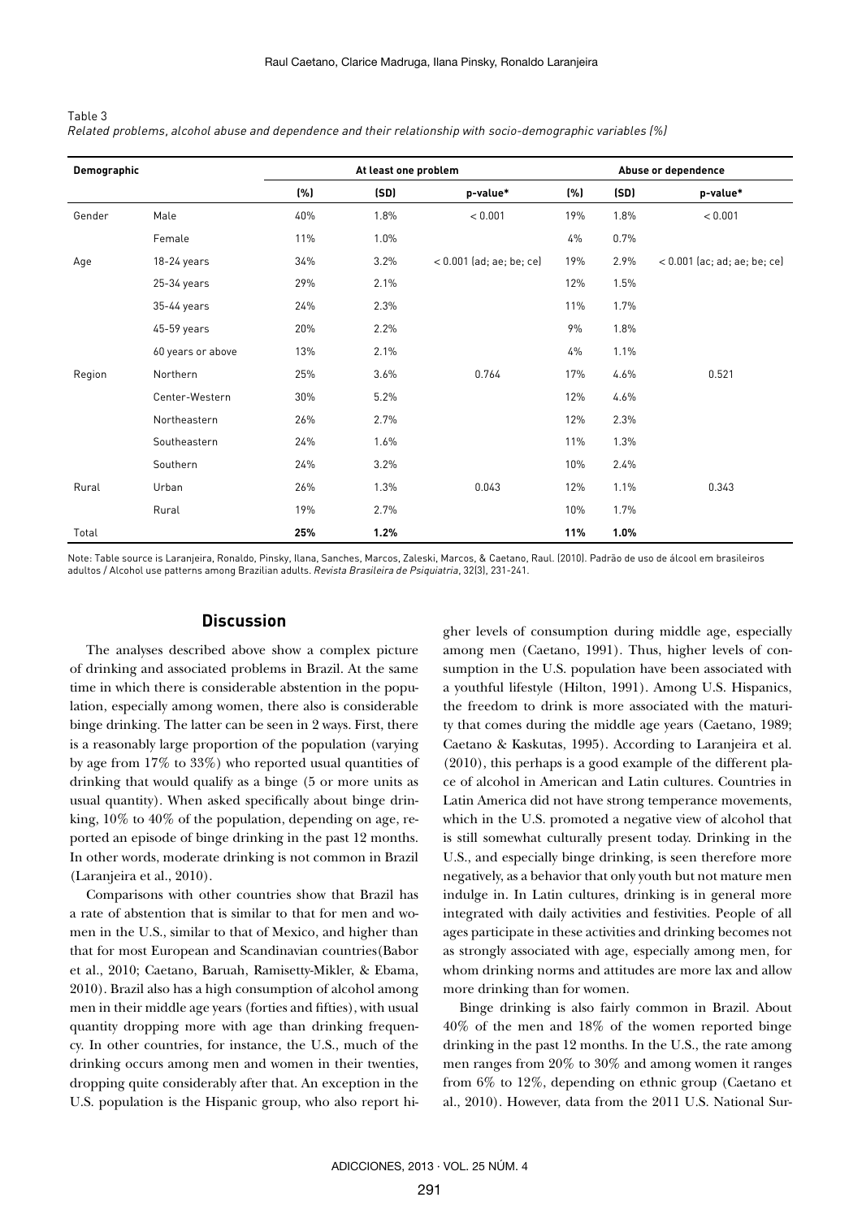Table 3

*Related problems, alcohol abuse and dependence and their relationship with socio-demographic variables (%)*

| Demographic | | At least one problem | | | Abuse or dependence | | |
|---|---|---|---|---|---|---|---|
| | | (%) | (SD) | p-value* | (%) | (SD) | p-value* |
| Gender | Male | 40% | 1.8% | < 0.001 | 19% | 1.8% | < 0.001 |
| | Female | 11% | 1.0% | | 4% | 0.7% | |
| Age | 18-24 years | 34% | 3.2% | < 0.001 (ad; ae; be; ce) | 19% | 2.9% | < 0.001 (ac; ad; ae; be; ce) |
| | 25-34 years | 29% | 2.1% | | 12% | 1.5% | |
| | 35-44 years | 24% | 2.3% | | 11% | 1.7% | |
| | 45-59 years | 20% | 2.2% | | 9% | 1.8% | |
| | 60 years or above | 13% | 2.1% | | 4% | 1.1% | |
| Region | Northern | 25% | 3.6% | 0.764 | 17% | 4.6% | 0.521 |
| | Center-Western | 30% | 5.2% | | 12% | 4.6% | |
| | Northeastern | 26% | 2.7% | | 12% | 2.3% | |
| | Southeastern | 24% | 1.6% | | 11% | 1.3% | |
| | Southern | 24% | 3.2% | | 10% | 2.4% | |
| Rural | Urban | 26% | 1.3% | 0.043 | 12% | 1.1% | 0.343 |
| | Rural | 19% | 2.7% | | 10% | 1.7% | |
| Total | | **25%** | **1.2%** | | **11%** | **1.0%** | |

Note: Table source is Laranjeira, Ronaldo, Pinsky, Ilana, Sanches, Marcos, Zaleski, Marcos, & Caetano, Raul. (2010). Padrão de uso de álcool em brasileiros adultos / Alcohol use patterns among Brazilian adults. *Revista Brasileira de Psiquiatria*, 32(3), 231-241.

## Discussion

The analyses described above show a complex picture of drinking and associated problems in Brazil. At the same time in which there is considerable abstention in the population, especially among women, there also is considerable binge drinking. The latter can be seen in 2 ways. First, there is a reasonably large proportion of the population (varying by age from 17% to 33%) who reported usual quantities of drinking that would qualify as a binge (5 or more units as usual quantity). When asked specifically about binge drinking, 10% to 40% of the population, depending on age, reported an episode of binge drinking in the past 12 months. In other words, moderate drinking is not common in Brazil (Laranjeira et al., 2010).

Comparisons with other countries show that Brazil has a rate of abstention that is similar to that for men and women in the U.S., similar to that of Mexico, and higher than that for most European and Scandinavian countries(Babor et al., 2010; Caetano, Baruah, Ramisetty-Mikler, & Ebama, 2010). Brazil also has a high consumption of alcohol among men in their middle age years (forties and fifties), with usual quantity dropping more with age than drinking frequency. In other countries, for instance, the U.S., much of the drinking occurs among men and women in their twenties, dropping quite considerably after that. An exception in the U.S. population is the Hispanic group, who also report higher levels of consumption during middle age, especially among men (Caetano, 1991). Thus, higher levels of consumption in the U.S. population have been associated with a youthful lifestyle (Hilton, 1991). Among U.S. Hispanics, the freedom to drink is more associated with the maturity that comes during the middle age years (Caetano, 1989; Caetano & Kaskutas, 1995). According to Laranjeira et al. (2010), this perhaps is a good example of the different place of alcohol in American and Latin cultures. Countries in Latin America did not have strong temperance movements, which in the U.S. promoted a negative view of alcohol that is still somewhat culturally present today. Drinking in the U.S., and especially binge drinking, is seen therefore more negatively, as a behavior that only youth but not mature men indulge in. In Latin cultures, drinking is in general more integrated with daily activities and festivities. People of all ages participate in these activities and drinking becomes not as strongly associated with age, especially among men, for whom drinking norms and attitudes are more lax and allow more drinking than for women.

Binge drinking is also fairly common in Brazil. About 40% of the men and 18% of the women reported binge drinking in the past 12 months. In the U.S., the rate among men ranges from 20% to 30% and among women it ranges from 6% to 12%, depending on ethnic group (Caetano et al., 2010). However, data from the 2011 U.S. National Sur-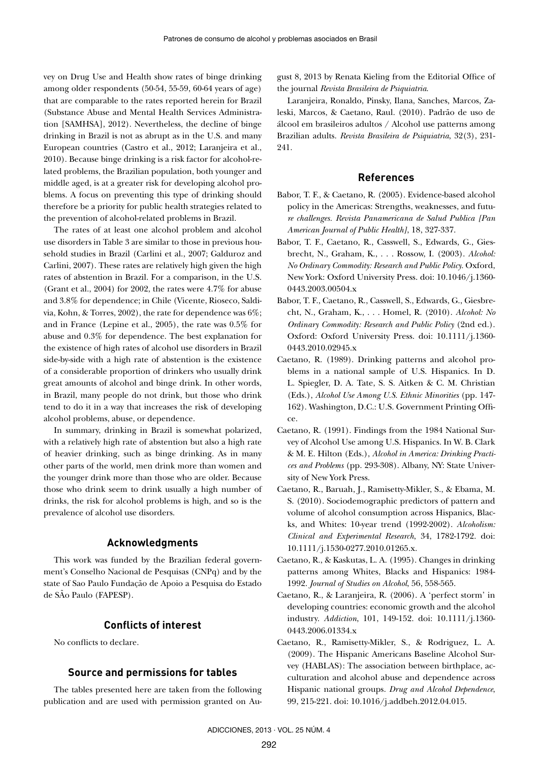vey on Drug Use and Health show rates of binge drinking among older respondents (50-54, 55-59, 60-64 years of age) that are comparable to the rates reported herein for Brazil (Substance Abuse and Mental Health Services Administration [SAMHSA], 2012). Nevertheless, the decline of binge drinking in Brazil is not as abrupt as in the U.S. and many European countries (Castro et al., 2012; Laranjeira et al., 2010). Because binge drinking is a risk factor for alcohol-related problems, the Brazilian population, both younger and middle aged, is at a greater risk for developing alcohol problems. A focus on preventing this type of drinking should therefore be a priority for public health strategies related to the prevention of alcohol-related problems in Brazil.

The rates of at least one alcohol problem and alcohol use disorders in Table 3 are similar to those in previous household studies in Brazil (Carlini et al., 2007; Galduroz and Carlini, 2007). These rates are relatively high given the high rates of abstention in Brazil. For a comparison, in the U.S. (Grant et al., 2004) for 2002, the rates were 4.7% for abuse and 3.8% for dependence; in Chile (Vicente, Rioseco, Saldivia, Kohn, & Torres, 2002), the rate for dependence was 6%; and in France (Lepine et al., 2005), the rate was 0.5% for abuse and 0.3% for dependence. The best explanation for the existence of high rates of alcohol use disorders in Brazil side-by-side with a high rate of abstention is the existence of a considerable proportion of drinkers who usually drink great amounts of alcohol and binge drink. In other words, in Brazil, many people do not drink, but those who drink tend to do it in a way that increases the risk of developing alcohol problems, abuse, or dependence.

In summary, drinking in Brazil is somewhat polarized, with a relatively high rate of abstention but also a high rate of heavier drinking, such as binge drinking. As in many other parts of the world, men drink more than women and the younger drink more than those who are older. Because those who drink seem to drink usually a high number of drinks, the risk for alcohol problems is high, and so is the prevalence of alcohol use disorders.

## Acknowledgments

This work was funded by the Brazilian federal government's Conselho Nacional de Pesquisas (CNPq) and by the state of Sao Paulo Fundação de Apoio a Pesquisa do Estado de SÃo Paulo (FAPESP).

## Conflicts of interest

No conflicts to declare.

## Source and permissions for tables

The tables presented here are taken from the following publication and are used with permission granted on August 8, 2013 by Renata Kieling from the Editorial Office of the journal *Revista Brasileira de Psiquiatria*.

Laranjeira, Ronaldo, Pinsky, Ilana, Sanches, Marcos, Zaleski, Marcos, & Caetano, Raul. (2010). Padrão de uso de álcool em brasileiros adultos / Alcohol use patterns among Brazilian adults. *Revista Brasileira de Psiquiatria*, 32(3), 231-241.

## References

Babor, T. F., & Caetano, R. (2005). Evidence-based alcohol policy in the Americas: Strengths, weaknesses, and future challenges. *Revista Panamericana de Salud Publica [Pan American Journal of Public Health]*, 18, 327-337.

Babor, T. F., Caetano, R., Casswell, S., Edwards, G., Giesbrecht, N., Graham, K., . . . Rossow, I. (2003). *Alcohol: No Ordinary Commodity: Research and Public Policy*. Oxford, New York: Oxford University Press. doi: 10.1046/j.1360-0443.2003.00504.x

Babor, T. F., Caetano, R., Casswell, S., Edwards, G., Giesbrecht, N., Graham, K., . . . Homel, R. (2010). *Alcohol: No Ordinary Commodity: Research and Public Policy* (2nd ed.). Oxford: Oxford University Press. doi: 10.1111/j.1360-0443.2010.02945.x

Caetano, R. (1989). Drinking patterns and alcohol problems in a national sample of U.S. Hispanics. In D. L. Spiegler, D. A. Tate, S. S. Aitken & C. M. Christian (Eds.), *Alcohol Use Among U.S. Ethnic Minorities* (pp. 147-162). Washington, D.C.: U.S. Government Printing Office.

Caetano, R. (1991). Findings from the 1984 National Survey of Alcohol Use among U.S. Hispanics. In W. B. Clark & M. E. Hilton (Eds.), *Alcohol in America: Drinking Practices and Problems* (pp. 293-308). Albany, NY: State University of New York Press.

Caetano, R., Baruah, J., Ramisetty-Mikler, S., & Ebama, M. S. (2010). Sociodemographic predictors of pattern and volume of alcohol consumption across Hispanics, Blacks, and Whites: 10-year trend (1992-2002). *Alcoholism: Clinical and Experimental Research*, 34, 1782-1792. doi: 10.1111/j.1530-0277.2010.01265.x.

Caetano, R., & Kaskutas, L. A. (1995). Changes in drinking patterns among Whites, Blacks and Hispanics: 1984-1992. *Journal of Studies on Alcohol*, 56, 558-565.

Caetano, R., & Laranjeira, R. (2006). A 'perfect storm' in developing countries: economic growth and the alcohol industry. *Addiction*, 101, 149-152. doi: 10.1111/j.1360-0443.2006.01334.x

Caetano, R., Ramisetty-Mikler, S., & Rodriguez, L. A. (2009). The Hispanic Americans Baseline Alcohol Survey (HABLAS): The association between birthplace, acculturation and alcohol abuse and dependence across Hispanic national groups. *Drug and Alcohol Dependence*, 99, 215-221. doi: 10.1016/j.addbeh.2012.04.015.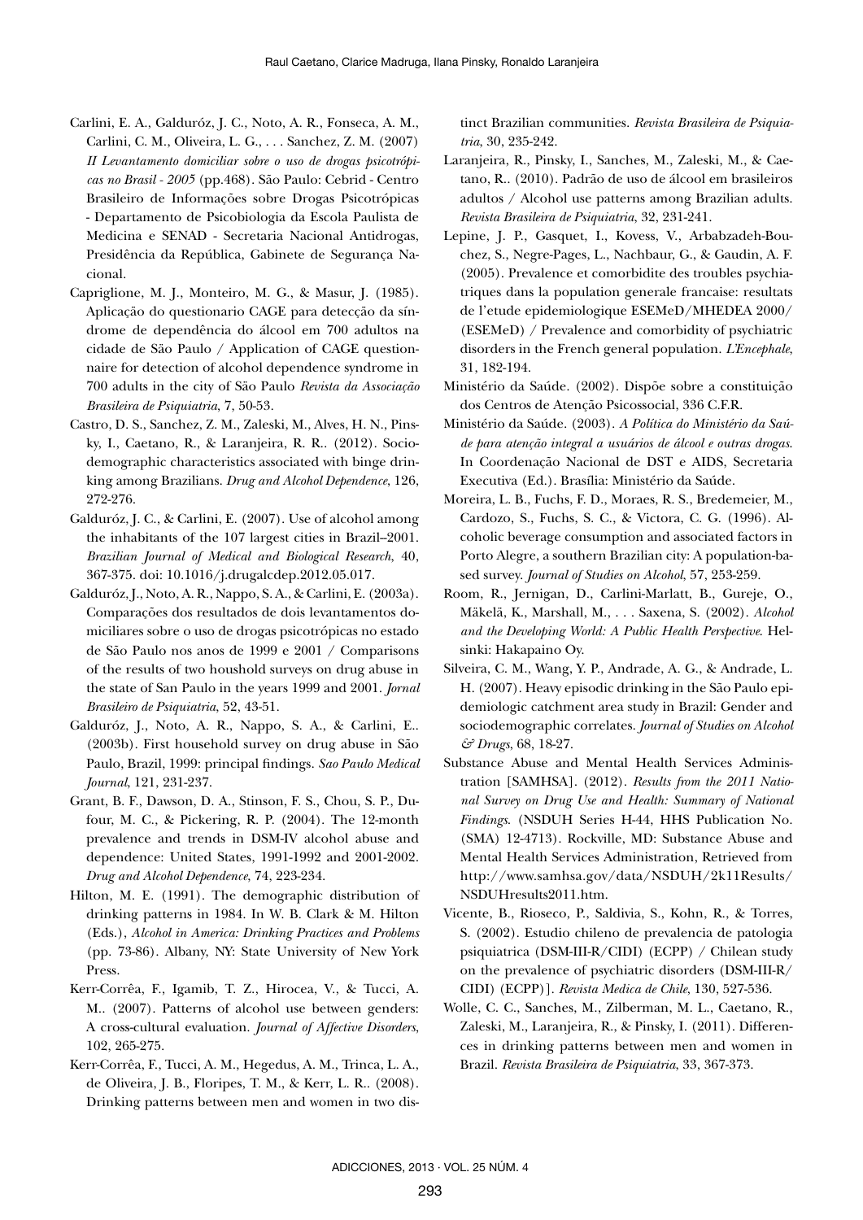Carlini, E. A., Galduróz, J. C., Noto, A. R., Fonseca, A. M., Carlini, C. M., Oliveira, L. G., . . . Sanchez, Z. M. (2007) *II Levantamento domiciliar sobre o uso de drogas psicotrópicas no Brasil - 2005* (pp.468). São Paulo: Cebrid - Centro Brasileiro de Informações sobre Drogas Psicotrópicas - Departamento de Psicobiologia da Escola Paulista de Medicina e SENAD - Secretaria Nacional Antidrogas, Presidência da República, Gabinete de Segurança Nacional.

Capriglione, M. J., Monteiro, M. G., & Masur, J. (1985). Aplicação do questionario CAGE para detecção da síndrome de dependência do álcool em 700 adultos na cidade de São Paulo / Application of CAGE questionnaire for detection of alcohol dependence syndrome in 700 adults in the city of São Paulo *Revista da Associação Brasileira de Psiquiatria*, 7, 50-53.

Castro, D. S., Sanchez, Z. M., Zaleski, M., Alves, H. N., Pinsky, I., Caetano, R., & Laranjeira, R. R.. (2012). Sociodemographic characteristics associated with binge drinking among Brazilians. *Drug and Alcohol Dependence*, 126, 272-276.

Galduróz, J. C., & Carlini, E. (2007). Use of alcohol among the inhabitants of the 107 largest cities in Brazil–2001. *Brazilian Journal of Medical and Biological Research*, 40, 367-375. doi: 10.1016/j.drugalcdep.2012.05.017.

Galduróz, J., Noto, A. R., Nappo, S. A., & Carlini, E. (2003a). Comparações dos resultados de dois levantamentos domiciliares sobre o uso de drogas psicotrópicas no estado de São Paulo nos anos de 1999 e 2001 / Comparisons of the results of two houshold surveys on drug abuse in the state of San Paulo in the years 1999 and 2001. *Jornal Brasileiro de Psiquiatria*, 52, 43-51.

Galduróz, J., Noto, A. R., Nappo, S. A., & Carlini, E.. (2003b). First household survey on drug abuse in São Paulo, Brazil, 1999: principal findings. *Sao Paulo Medical Journal*, 121, 231-237.

Grant, B. F., Dawson, D. A., Stinson, F. S., Chou, S. P., Dufour, M. C., & Pickering, R. P. (2004). The 12-month prevalence and trends in DSM-IV alcohol abuse and dependence: United States, 1991-1992 and 2001-2002. *Drug and Alcohol Dependence*, 74, 223-234.

Hilton, M. E. (1991). The demographic distribution of drinking patterns in 1984. In W. B. Clark & M. Hilton (Eds.), *Alcohol in America: Drinking Practices and Problems* (pp. 73-86). Albany, NY: State University of New York Press.

Kerr-Corrêa, F., Igamib, T. Z., Hirocea, V., & Tucci, A. M.. (2007). Patterns of alcohol use between genders: A cross-cultural evaluation. *Journal of Affective Disorders*, 102, 265-275.

Kerr-Corrêa, F., Tucci, A. M., Hegedus, A. M., Trinca, L. A., de Oliveira, J. B., Floripes, T. M., & Kerr, L. R.. (2008). Drinking patterns between men and women in two distinct Brazilian communities. *Revista Brasileira de Psiquiatria*, 30, 235-242.

Laranjeira, R., Pinsky, I., Sanches, M., Zaleski, M., & Caetano, R.. (2010). Padrão de uso de álcool em brasileiros adultos / Alcohol use patterns among Brazilian adults. *Revista Brasileira de Psiquiatria*, 32, 231-241.

Lepine, J. P., Gasquet, I., Kovess, V., Arbabzadeh-Bouchez, S., Negre-Pages, L., Nachbaur, G., & Gaudin, A. F. (2005). Prevalence et comorbidite des troubles psychiatriques dans la population generale francaise: resultats de l'etude epidemiologique ESEMeD/MHEDEA 2000/ (ESEMeD) / Prevalence and comorbidity of psychiatric disorders in the French general population. *L'Encephale*, 31, 182-194.

Ministério da Saúde. (2002). Dispõe sobre a constituição dos Centros de Atenção Psicossocial, 336 C.F.R.

Ministério da Saúde. (2003). *A Política do Ministério da Saúde para atenção integral a usuários de álcool e outras drogas*. In Coordenação Nacional de DST e AIDS, Secretaria Executiva (Ed.). Brasília: Ministério da Saúde.

Moreira, L. B., Fuchs, F. D., Moraes, R. S., Bredemeier, M., Cardozo, S., Fuchs, S. C., & Victora, C. G. (1996). Alcoholic beverage consumption and associated factors in Porto Alegre, a southern Brazilian city: A population-based survey. *Journal of Studies on Alcohol*, 57, 253-259.

Room, R., Jernigan, D., Carlini-Marlatt, B., Gureje, O., Mäkelä, K., Marshall, M., . . . Saxena, S. (2002). *Alcohol and the Developing World: A Public Health Perspective*. Helsinki: Hakapaino Oy.

Silveira, C. M., Wang, Y. P., Andrade, A. G., & Andrade, L. H. (2007). Heavy episodic drinking in the São Paulo epidemiologic catchment area study in Brazil: Gender and sociodemographic correlates. *Journal of Studies on Alcohol & Drugs*, 68, 18-27.

Substance Abuse and Mental Health Services Administration [SAMHSA]. (2012). *Results from the 2011 National Survey on Drug Use and Health: Summary of National Findings*. (NSDUH Series H-44, HHS Publication No. (SMA) 12-4713). Rockville, MD: Substance Abuse and Mental Health Services Administration, Retrieved from http://www.samhsa.gov/data/NSDUH/2k11Results/NSDUHresults2011.htm.

Vicente, B., Rioseco, P., Saldivia, S., Kohn, R., & Torres, S. (2002). Estudio chileno de prevalencia de patologia psiquiatrica (DSM-III-R/CIDI) (ECPP) / Chilean study on the prevalence of psychiatric disorders (DSM-III-R/CIDI) (ECPP)]. *Revista Medica de Chile*, 130, 527-536.

Wolle, C. C., Sanches, M., Zilberman, M. L., Caetano, R., Zaleski, M., Laranjeira, R., & Pinsky, I. (2011). Differences in drinking patterns between men and women in Brazil. *Revista Brasileira de Psiquiatria*, 33, 367-373.